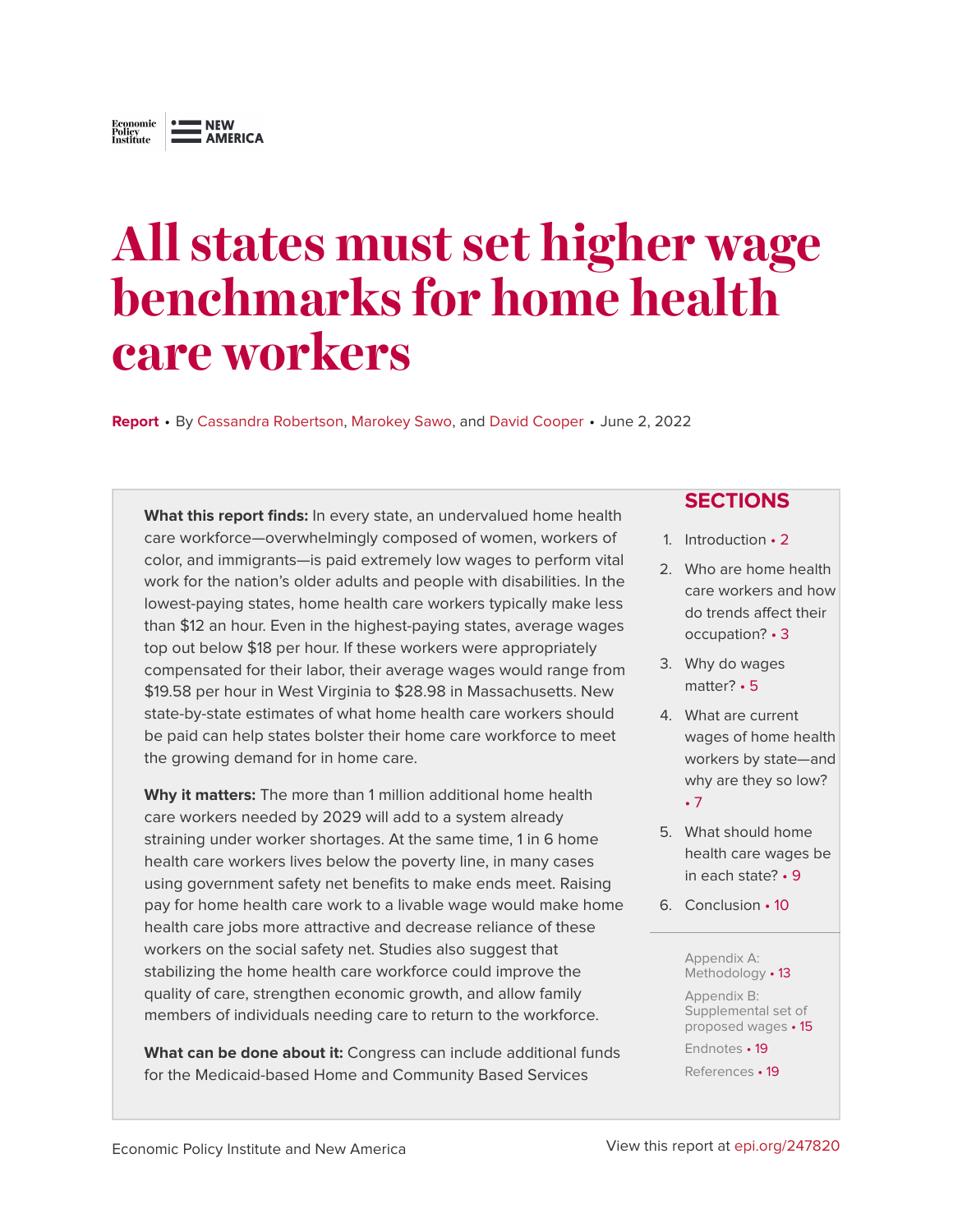Economic Policy Institute | NEW AMERICA

# All states must set higher wage benchmarks for home health care workers

**Report** • By Cassandra Robertson, Marokey Sawo, and David Cooper • June 2, 2022

**What this report finds:** In every state, an undervalued home health care workforce—overwhelmingly composed of women, workers of color, and immigrants—is paid extremely low wages to perform vital work for the nation's older adults and people with disabilities. In the lowest-paying states, home health care workers typically make less than $12 an hour. Even in the highest-paying states, average wages top out below $18 per hour. If these workers were appropriately compensated for their labor, their average wages would range from $19.58 per hour in West Virginia to $28.98 in Massachusetts. New state-by-state estimates of what home health care workers should be paid can help states bolster their home care workforce to meet the growing demand for in home care.

**Why it matters:** The more than 1 million additional home health care workers needed by 2029 will add to a system already straining under worker shortages. At the same time, 1 in 6 home health care workers lives below the poverty line, in many cases using government safety net benefits to make ends meet. Raising pay for home health care work to a livable wage would make home health care jobs more attractive and decrease reliance of these workers on the social safety net. Studies also suggest that stabilizing the home health care workforce could improve the quality of care, strengthen economic growth, and allow family members of individuals needing care to return to the workforce.

**What can be done about it:** Congress can include additional funds for the Medicaid-based Home and Community Based Services

## SECTIONS

1. Introduction • 2
2. Who are home health care workers and how do trends affect their occupation? • 3
3. Why do wages matter? • 5
4. What are current wages of home health workers by state—and why are they so low? • 7
5. What should home health care wages be in each state? • 9
6. Conclusion • 10

Appendix A: Methodology • 13

Appendix B: Supplemental set of proposed wages • 15

Endnotes • 19

References • 19

Economic Policy Institute and New America

View this report at epi.org/247820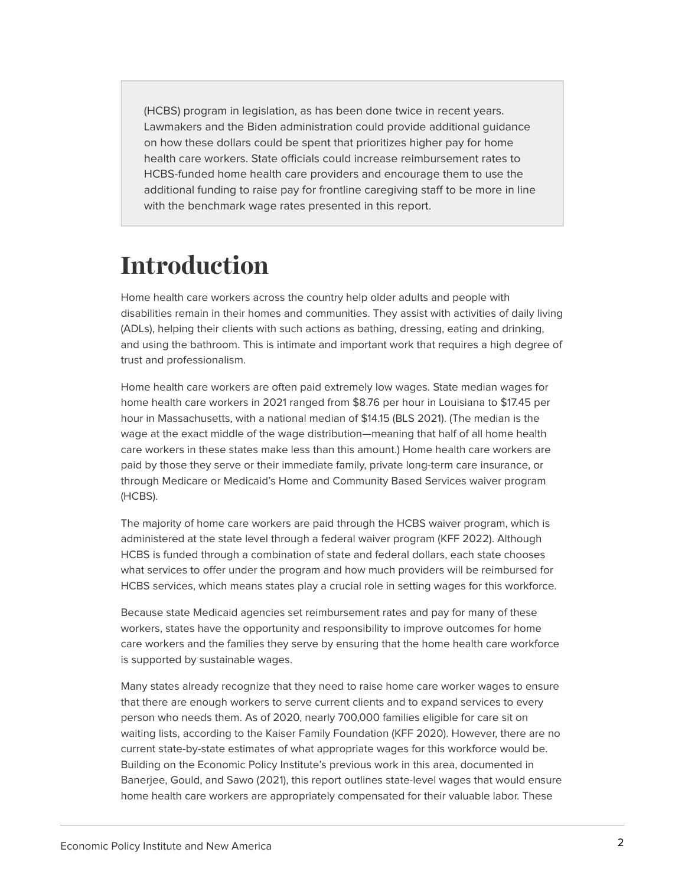(HCBS) program in legislation, as has been done twice in recent years. Lawmakers and the Biden administration could provide additional guidance on how these dollars could be spent that prioritizes higher pay for home health care workers. State officials could increase reimbursement rates to HCBS-funded home health care providers and encourage them to use the additional funding to raise pay for frontline caregiving staff to be more in line with the benchmark wage rates presented in this report.

# Introduction

Home health care workers across the country help older adults and people with disabilities remain in their homes and communities. They assist with activities of daily living (ADLs), helping their clients with such actions as bathing, dressing, eating and drinking, and using the bathroom. This is intimate and important work that requires a high degree of trust and professionalism.

Home health care workers are often paid extremely low wages. State median wages for home health care workers in 2021 ranged from $8.76 per hour in Louisiana to $17.45 per hour in Massachusetts, with a national median of $14.15 (BLS 2021). (The median is the wage at the exact middle of the wage distribution—meaning that half of all home health care workers in these states make less than this amount.) Home health care workers are paid by those they serve or their immediate family, private long-term care insurance, or through Medicare or Medicaid's Home and Community Based Services waiver program (HCBS).

The majority of home care workers are paid through the HCBS waiver program, which is administered at the state level through a federal waiver program (KFF 2022). Although HCBS is funded through a combination of state and federal dollars, each state chooses what services to offer under the program and how much providers will be reimbursed for HCBS services, which means states play a crucial role in setting wages for this workforce.

Because state Medicaid agencies set reimbursement rates and pay for many of these workers, states have the opportunity and responsibility to improve outcomes for home care workers and the families they serve by ensuring that the home health care workforce is supported by sustainable wages.

Many states already recognize that they need to raise home care worker wages to ensure that there are enough workers to serve current clients and to expand services to every person who needs them. As of 2020, nearly 700,000 families eligible for care sit on waiting lists, according to the Kaiser Family Foundation (KFF 2020). However, there are no current state-by-state estimates of what appropriate wages for this workforce would be. Building on the Economic Policy Institute's previous work in this area, documented in Banerjee, Gould, and Sawo (2021), this report outlines state-level wages that would ensure home health care workers are appropriately compensated for their valuable labor. These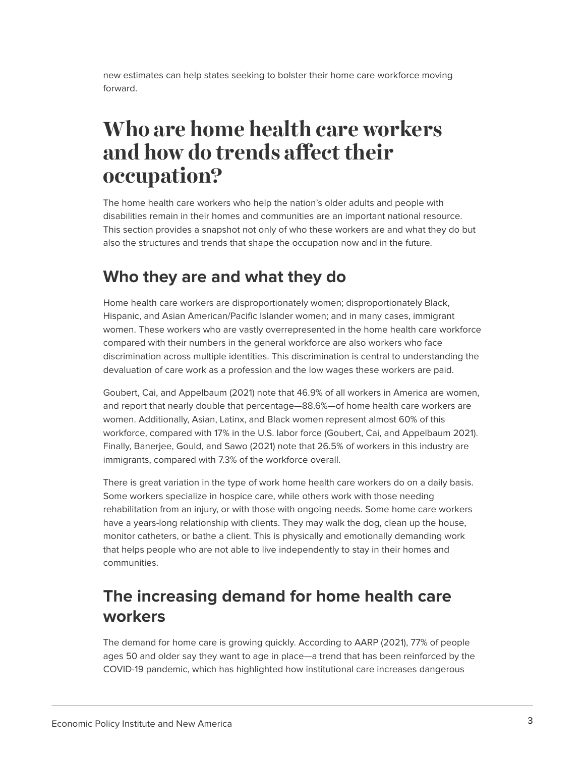new estimates can help states seeking to bolster their home care workforce moving forward.

# Who are home health care workers and how do trends affect their occupation?

The home health care workers who help the nation's older adults and people with disabilities remain in their homes and communities are an important national resource. This section provides a snapshot not only of who these workers are and what they do but also the structures and trends that shape the occupation now and in the future.

## Who they are and what they do

Home health care workers are disproportionately women; disproportionately Black, Hispanic, and Asian American/Pacific Islander women; and in many cases, immigrant women. These workers who are vastly overrepresented in the home health care workforce compared with their numbers in the general workforce are also workers who face discrimination across multiple identities. This discrimination is central to understanding the devaluation of care work as a profession and the low wages these workers are paid.

Goubert, Cai, and Appelbaum (2021) note that 46.9% of all workers in America are women, and report that nearly double that percentage—88.6%—of home health care workers are women. Additionally, Asian, Latinx, and Black women represent almost 60% of this workforce, compared with 17% in the U.S. labor force (Goubert, Cai, and Appelbaum 2021). Finally, Banerjee, Gould, and Sawo (2021) note that 26.5% of workers in this industry are immigrants, compared with 7.3% of the workforce overall.

There is great variation in the type of work home health care workers do on a daily basis. Some workers specialize in hospice care, while others work with those needing rehabilitation from an injury, or with those with ongoing needs. Some home care workers have a years-long relationship with clients. They may walk the dog, clean up the house, monitor catheters, or bathe a client. This is physically and emotionally demanding work that helps people who are not able to live independently to stay in their homes and communities.

## The increasing demand for home health care workers

The demand for home care is growing quickly. According to AARP (2021), 77% of people ages 50 and older say they want to age in place—a trend that has been reinforced by the COVID-19 pandemic, which has highlighted how institutional care increases dangerous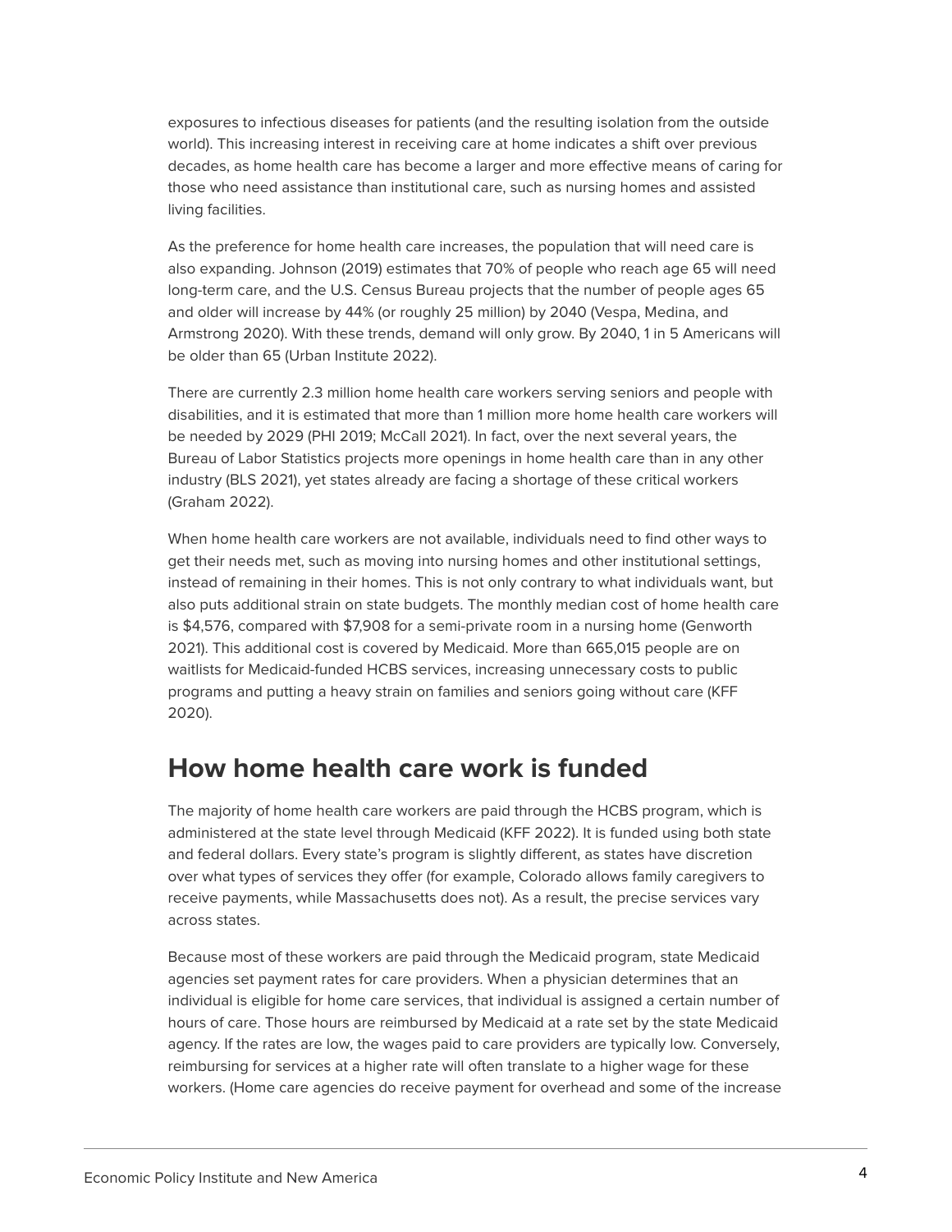exposures to infectious diseases for patients (and the resulting isolation from the outside world). This increasing interest in receiving care at home indicates a shift over previous decades, as home health care has become a larger and more effective means of caring for those who need assistance than institutional care, such as nursing homes and assisted living facilities.

As the preference for home health care increases, the population that will need care is also expanding. Johnson (2019) estimates that 70% of people who reach age 65 will need long-term care, and the U.S. Census Bureau projects that the number of people ages 65 and older will increase by 44% (or roughly 25 million) by 2040 (Vespa, Medina, and Armstrong 2020). With these trends, demand will only grow. By 2040, 1 in 5 Americans will be older than 65 (Urban Institute 2022).

There are currently 2.3 million home health care workers serving seniors and people with disabilities, and it is estimated that more than 1 million more home health care workers will be needed by 2029 (PHI 2019; McCall 2021). In fact, over the next several years, the Bureau of Labor Statistics projects more openings in home health care than in any other industry (BLS 2021), yet states already are facing a shortage of these critical workers (Graham 2022).

When home health care workers are not available, individuals need to find other ways to get their needs met, such as moving into nursing homes and other institutional settings, instead of remaining in their homes. This is not only contrary to what individuals want, but also puts additional strain on state budgets. The monthly median cost of home health care is $4,576, compared with $7,908 for a semi-private room in a nursing home (Genworth 2021). This additional cost is covered by Medicaid. More than 665,015 people are on waitlists for Medicaid-funded HCBS services, increasing unnecessary costs to public programs and putting a heavy strain on families and seniors going without care (KFF 2020).

## How home health care work is funded

The majority of home health care workers are paid through the HCBS program, which is administered at the state level through Medicaid (KFF 2022). It is funded using both state and federal dollars. Every state's program is slightly different, as states have discretion over what types of services they offer (for example, Colorado allows family caregivers to receive payments, while Massachusetts does not). As a result, the precise services vary across states.

Because most of these workers are paid through the Medicaid program, state Medicaid agencies set payment rates for care providers. When a physician determines that an individual is eligible for home care services, that individual is assigned a certain number of hours of care. Those hours are reimbursed by Medicaid at a rate set by the state Medicaid agency. If the rates are low, the wages paid to care providers are typically low. Conversely, reimbursing for services at a higher rate will often translate to a higher wage for these workers. (Home care agencies do receive payment for overhead and some of the increase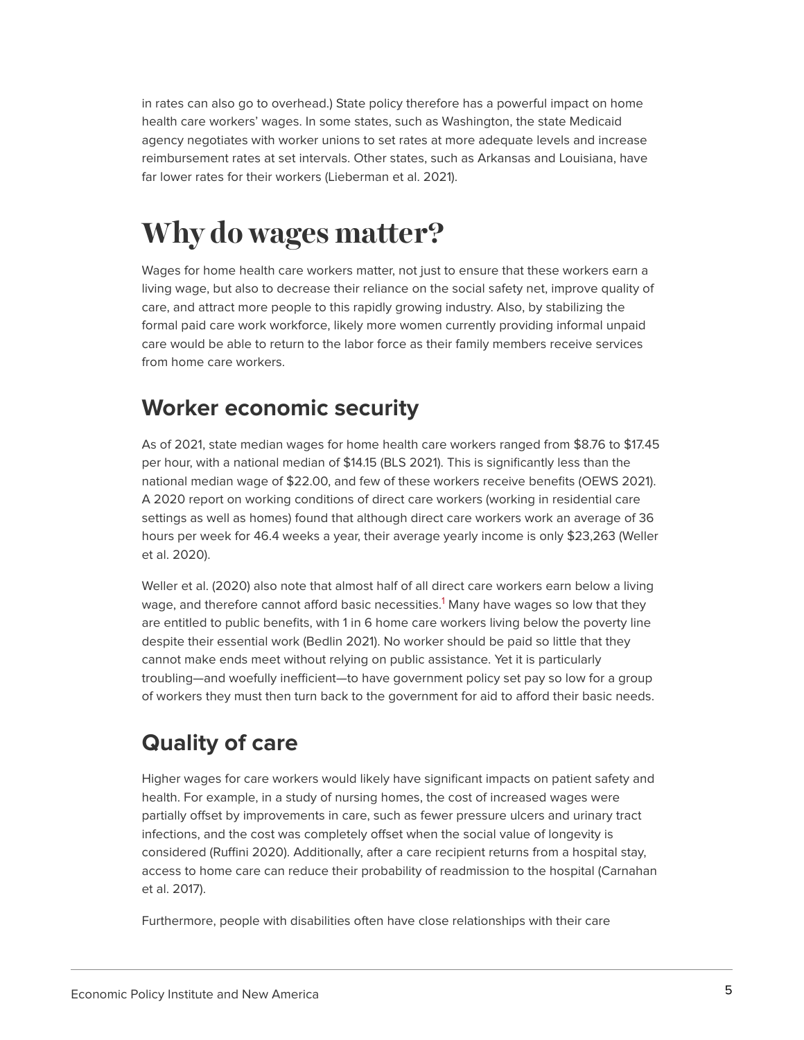in rates can also go to overhead.) State policy therefore has a powerful impact on home health care workers' wages. In some states, such as Washington, the state Medicaid agency negotiates with worker unions to set rates at more adequate levels and increase reimbursement rates at set intervals. Other states, such as Arkansas and Louisiana, have far lower rates for their workers (Lieberman et al. 2021).

# Why do wages matter?

Wages for home health care workers matter, not just to ensure that these workers earn a living wage, but also to decrease their reliance on the social safety net, improve quality of care, and attract more people to this rapidly growing industry. Also, by stabilizing the formal paid care work workforce, likely more women currently providing informal unpaid care would be able to return to the labor force as their family members receive services from home care workers.

## Worker economic security

As of 2021, state median wages for home health care workers ranged from $8.76 to $17.45 per hour, with a national median of $14.15 (BLS 2021). This is significantly less than the national median wage of $22.00, and few of these workers receive benefits (OEWS 2021). A 2020 report on working conditions of direct care workers (working in residential care settings as well as homes) found that although direct care workers work an average of 36 hours per week for 46.4 weeks a year, their average yearly income is only $23,263 (Weller et al. 2020).

Weller et al. (2020) also note that almost half of all direct care workers earn below a living wage, and therefore cannot afford basic necessities.[1] Many have wages so low that they are entitled to public benefits, with 1 in 6 home care workers living below the poverty line despite their essential work (Bedlin 2021). No worker should be paid so little that they cannot make ends meet without relying on public assistance. Yet it is particularly troubling—and woefully inefficient—to have government policy set pay so low for a group of workers they must then turn back to the government for aid to afford their basic needs.

## Quality of care

Higher wages for care workers would likely have significant impacts on patient safety and health. For example, in a study of nursing homes, the cost of increased wages were partially offset by improvements in care, such as fewer pressure ulcers and urinary tract infections, and the cost was completely offset when the social value of longevity is considered (Ruffini 2020). Additionally, after a care recipient returns from a hospital stay, access to home care can reduce their probability of readmission to the hospital (Carnahan et al. 2017).

Furthermore, people with disabilities often have close relationships with their care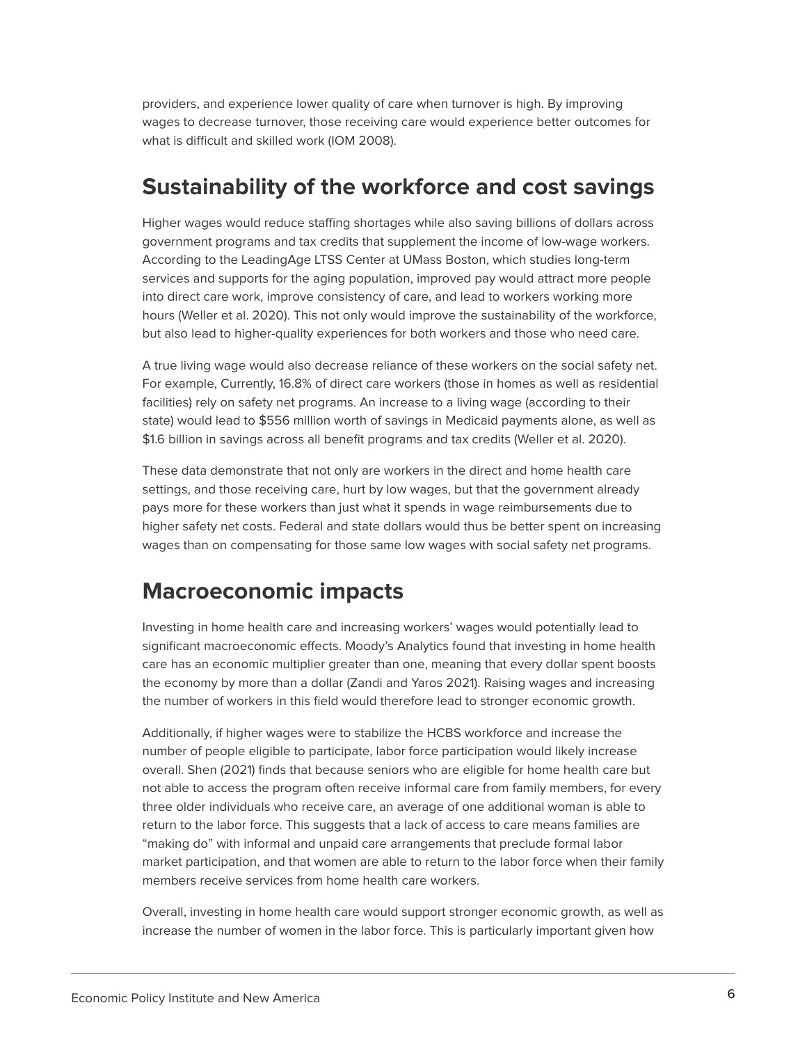providers, and experience lower quality of care when turnover is high. By improving wages to decrease turnover, those receiving care would experience better outcomes for what is difficult and skilled work (IOM 2008).

## Sustainability of the workforce and cost savings

Higher wages would reduce staffing shortages while also saving billions of dollars across government programs and tax credits that supplement the income of low-wage workers. According to the LeadingAge LTSS Center at UMass Boston, which studies long-term services and supports for the aging population, improved pay would attract more people into direct care work, improve consistency of care, and lead to workers working more hours (Weller et al. 2020). This not only would improve the sustainability of the workforce, but also lead to higher-quality experiences for both workers and those who need care.

A true living wage would also decrease reliance of these workers on the social safety net. For example, Currently, 16.8% of direct care workers (those in homes as well as residential facilities) rely on safety net programs. An increase to a living wage (according to their state) would lead to $556 million worth of savings in Medicaid payments alone, as well as $1.6 billion in savings across all benefit programs and tax credits (Weller et al. 2020).

These data demonstrate that not only are workers in the direct and home health care settings, and those receiving care, hurt by low wages, but that the government already pays more for these workers than just what it spends in wage reimbursements due to higher safety net costs. Federal and state dollars would thus be better spent on increasing wages than on compensating for those same low wages with social safety net programs.

## Macroeconomic impacts

Investing in home health care and increasing workers' wages would potentially lead to significant macroeconomic effects. Moody's Analytics found that investing in home health care has an economic multiplier greater than one, meaning that every dollar spent boosts the economy by more than a dollar (Zandi and Yaros 2021). Raising wages and increasing the number of workers in this field would therefore lead to stronger economic growth.

Additionally, if higher wages were to stabilize the HCBS workforce and increase the number of people eligible to participate, labor force participation would likely increase overall. Shen (2021) finds that because seniors who are eligible for home health care but not able to access the program often receive informal care from family members, for every three older individuals who receive care, an average of one additional woman is able to return to the labor force. This suggests that a lack of access to care means families are "making do" with informal and unpaid care arrangements that preclude formal labor market participation, and that women are able to return to the labor force when their family members receive services from home health care workers.

Overall, investing in home health care would support stronger economic growth, as well as increase the number of women in the labor force. This is particularly important given how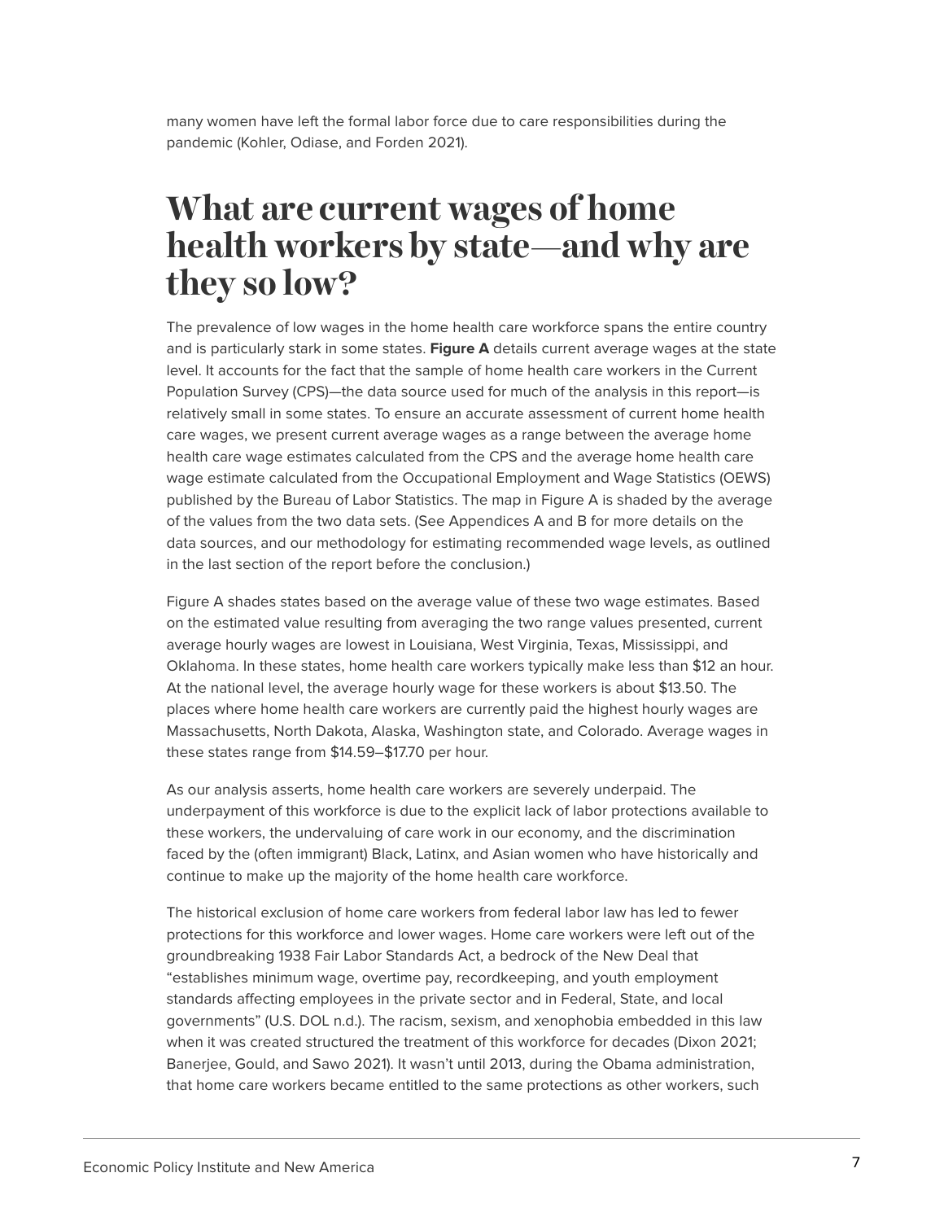many women have left the formal labor force due to care responsibilities during the pandemic (Kohler, Odiase, and Forden 2021).

# What are current wages of home health workers by state—and why are they so low?

The prevalence of low wages in the home health care workforce spans the entire country and is particularly stark in some states. **Figure A** details current average wages at the state level. It accounts for the fact that the sample of home health care workers in the Current Population Survey (CPS)—the data source used for much of the analysis in this report—is relatively small in some states. To ensure an accurate assessment of current home health care wages, we present current average wages as a range between the average home health care wage estimates calculated from the CPS and the average home health care wage estimate calculated from the Occupational Employment and Wage Statistics (OEWS) published by the Bureau of Labor Statistics. The map in Figure A is shaded by the average of the values from the two data sets. (See Appendices A and B for more details on the data sources, and our methodology for estimating recommended wage levels, as outlined in the last section of the report before the conclusion.)

Figure A shades states based on the average value of these two wage estimates. Based on the estimated value resulting from averaging the two range values presented, current average hourly wages are lowest in Louisiana, West Virginia, Texas, Mississippi, and Oklahoma. In these states, home health care workers typically make less than $12 an hour. At the national level, the average hourly wage for these workers is about $13.50. The places where home health care workers are currently paid the highest hourly wages are Massachusetts, North Dakota, Alaska, Washington state, and Colorado. Average wages in these states range from $14.59–$17.70 per hour.

As our analysis asserts, home health care workers are severely underpaid. The underpayment of this workforce is due to the explicit lack of labor protections available to these workers, the undervaluing of care work in our economy, and the discrimination faced by the (often immigrant) Black, Latinx, and Asian women who have historically and continue to make up the majority of the home health care workforce.

The historical exclusion of home care workers from federal labor law has led to fewer protections for this workforce and lower wages. Home care workers were left out of the groundbreaking 1938 Fair Labor Standards Act, a bedrock of the New Deal that "establishes minimum wage, overtime pay, recordkeeping, and youth employment standards affecting employees in the private sector and in Federal, State, and local governments" (U.S. DOL n.d.). The racism, sexism, and xenophobia embedded in this law when it was created structured the treatment of this workforce for decades (Dixon 2021; Banerjee, Gould, and Sawo 2021). It wasn't until 2013, during the Obama administration, that home care workers became entitled to the same protections as other workers, such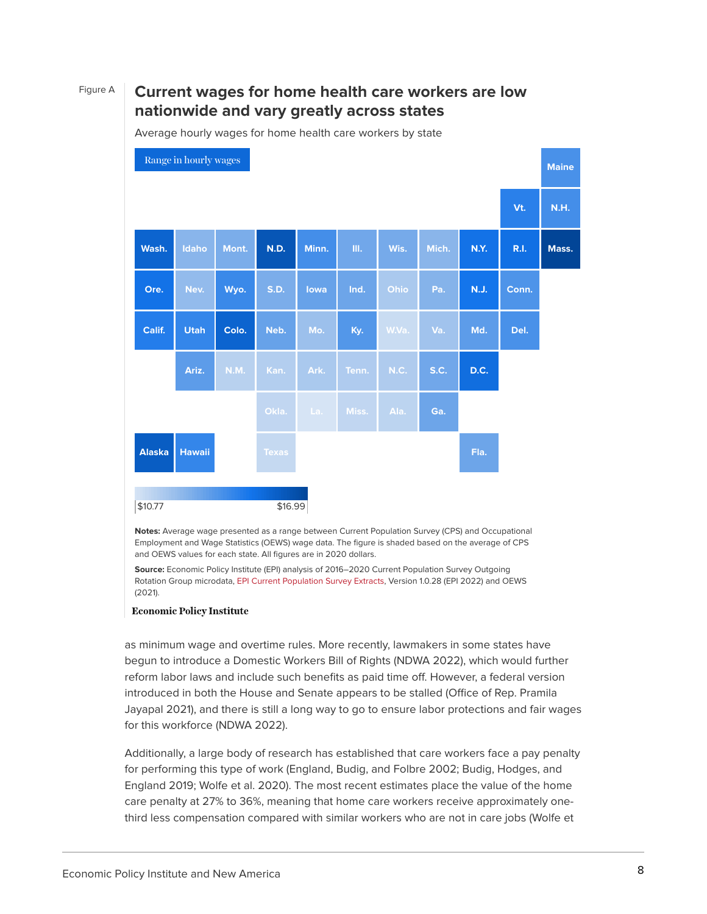Figure A

## Current wages for home health care workers are low nationwide and vary greatly across states

Average hourly wages for home health care workers by state

Range in hourly wages

$10.77 — $16.99

**Notes:** Average wage presented as a range between Current Population Survey (CPS) and Occupational Employment and Wage Statistics (OEWS) wage data. The figure is shaded based on the average of CPS and OEWS values for each state. All figures are in 2020 dollars.

**Source:** Economic Policy Institute (EPI) analysis of 2016–2020 Current Population Survey Outgoing Rotation Group microdata, EPI Current Population Survey Extracts, Version 1.0.28 (EPI 2022) and OEWS (2021).

**Economic Policy Institute**

as minimum wage and overtime rules. More recently, lawmakers in some states have begun to introduce a Domestic Workers Bill of Rights (NDWA 2022), which would further reform labor laws and include such benefits as paid time off. However, a federal version introduced in both the House and Senate appears to be stalled (Office of Rep. Pramila Jayapal 2021), and there is still a long way to go to ensure labor protections and fair wages for this workforce (NDWA 2022).

Additionally, a large body of research has established that care workers face a pay penalty for performing this type of work (England, Budig, and Folbre 2002; Budig, Hodges, and England 2019; Wolfe et al. 2020). The most recent estimates place the value of the home care penalty at 27% to 36%, meaning that home care workers receive approximately one-third less compensation compared with similar workers who are not in care jobs (Wolfe et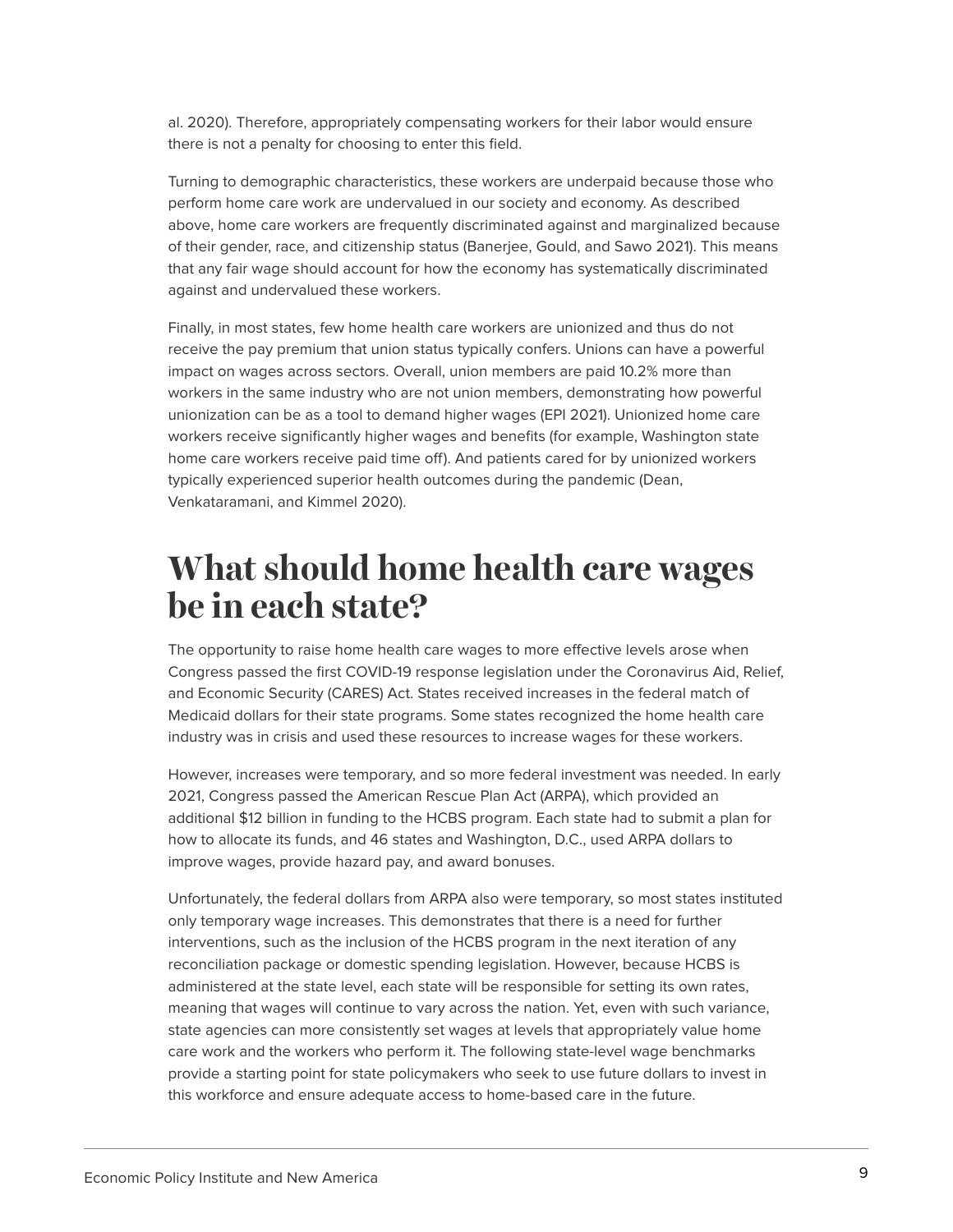al. 2020). Therefore, appropriately compensating workers for their labor would ensure there is not a penalty for choosing to enter this field.

Turning to demographic characteristics, these workers are underpaid because those who perform home care work are undervalued in our society and economy. As described above, home care workers are frequently discriminated against and marginalized because of their gender, race, and citizenship status (Banerjee, Gould, and Sawo 2021). This means that any fair wage should account for how the economy has systematically discriminated against and undervalued these workers.

Finally, in most states, few home health care workers are unionized and thus do not receive the pay premium that union status typically confers. Unions can have a powerful impact on wages across sectors. Overall, union members are paid 10.2% more than workers in the same industry who are not union members, demonstrating how powerful unionization can be as a tool to demand higher wages (EPI 2021). Unionized home care workers receive significantly higher wages and benefits (for example, Washington state home care workers receive paid time off). And patients cared for by unionized workers typically experienced superior health outcomes during the pandemic (Dean, Venkataramani, and Kimmel 2020).

# What should home health care wages be in each state?

The opportunity to raise home health care wages to more effective levels arose when Congress passed the first COVID-19 response legislation under the Coronavirus Aid, Relief, and Economic Security (CARES) Act. States received increases in the federal match of Medicaid dollars for their state programs. Some states recognized the home health care industry was in crisis and used these resources to increase wages for these workers.

However, increases were temporary, and so more federal investment was needed. In early 2021, Congress passed the American Rescue Plan Act (ARPA), which provided an additional $12 billion in funding to the HCBS program. Each state had to submit a plan for how to allocate its funds, and 46 states and Washington, D.C., used ARPA dollars to improve wages, provide hazard pay, and award bonuses.

Unfortunately, the federal dollars from ARPA also were temporary, so most states instituted only temporary wage increases. This demonstrates that there is a need for further interventions, such as the inclusion of the HCBS program in the next iteration of any reconciliation package or domestic spending legislation. However, because HCBS is administered at the state level, each state will be responsible for setting its own rates, meaning that wages will continue to vary across the nation. Yet, even with such variance, state agencies can more consistently set wages at levels that appropriately value home care work and the workers who perform it. The following state-level wage benchmarks provide a starting point for state policymakers who seek to use future dollars to invest in this workforce and ensure adequate access to home-based care in the future.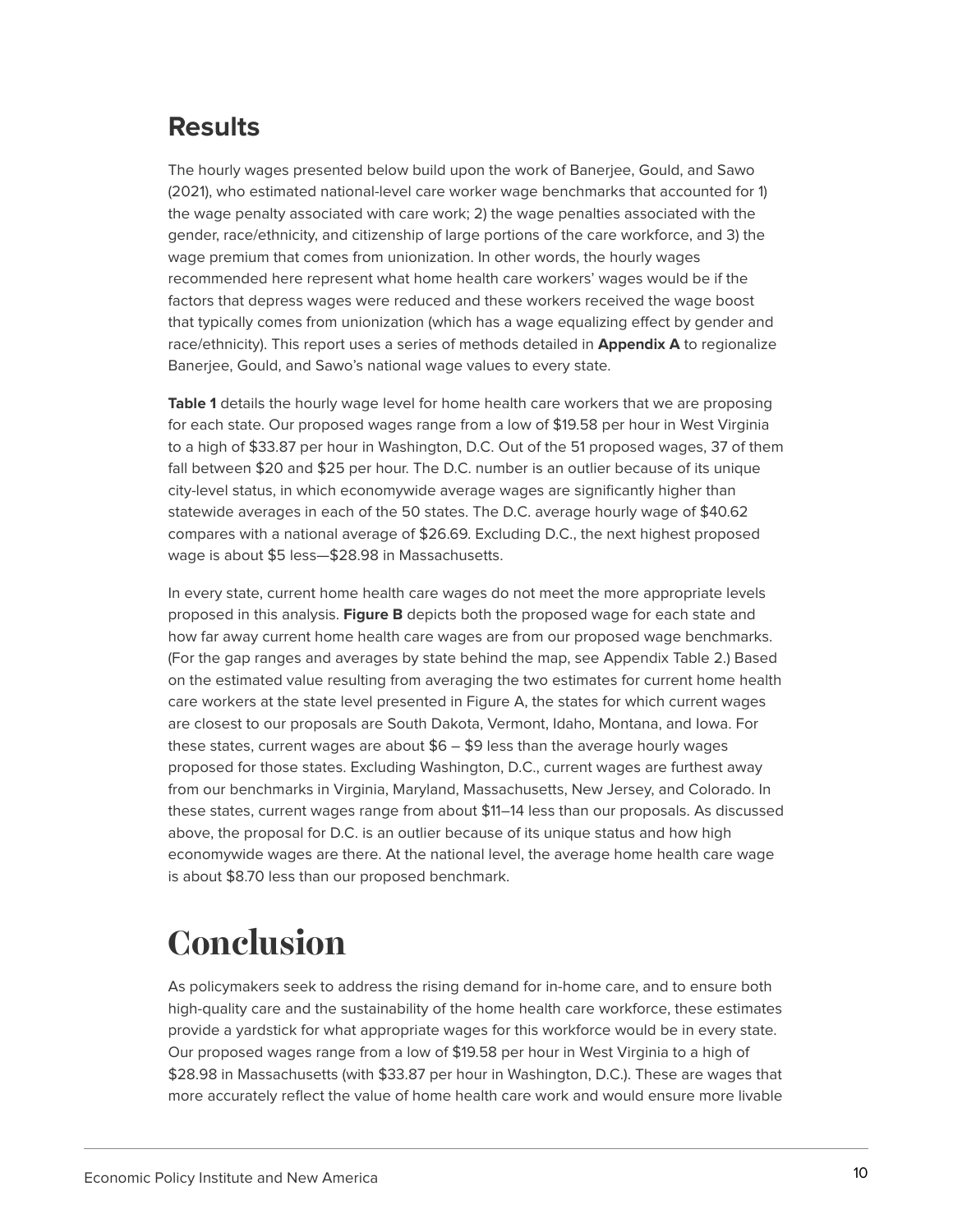## Results

The hourly wages presented below build upon the work of Banerjee, Gould, and Sawo (2021), who estimated national-level care worker wage benchmarks that accounted for 1) the wage penalty associated with care work; 2) the wage penalties associated with the gender, race/ethnicity, and citizenship of large portions of the care workforce, and 3) the wage premium that comes from unionization. In other words, the hourly wages recommended here represent what home health care workers' wages would be if the factors that depress wages were reduced and these workers received the wage boost that typically comes from unionization (which has a wage equalizing effect by gender and race/ethnicity). This report uses a series of methods detailed in **Appendix A** to regionalize Banerjee, Gould, and Sawo's national wage values to every state.

**Table 1** details the hourly wage level for home health care workers that we are proposing for each state. Our proposed wages range from a low of $19.58 per hour in West Virginia to a high of $33.87 per hour in Washington, D.C. Out of the 51 proposed wages, 37 of them fall between $20 and $25 per hour. The D.C. number is an outlier because of its unique city-level status, in which economywide average wages are significantly higher than statewide averages in each of the 50 states. The D.C. average hourly wage of $40.62 compares with a national average of $26.69. Excluding D.C., the next highest proposed wage is about $5 less—$28.98 in Massachusetts.

In every state, current home health care wages do not meet the more appropriate levels proposed in this analysis. **Figure B** depicts both the proposed wage for each state and how far away current home health care wages are from our proposed wage benchmarks. (For the gap ranges and averages by state behind the map, see Appendix Table 2.) Based on the estimated value resulting from averaging the two estimates for current home health care workers at the state level presented in Figure A, the states for which current wages are closest to our proposals are South Dakota, Vermont, Idaho, Montana, and Iowa. For these states, current wages are about $6 – $9 less than the average hourly wages proposed for those states. Excluding Washington, D.C., current wages are furthest away from our benchmarks in Virginia, Maryland, Massachusetts, New Jersey, and Colorado. In these states, current wages range from about $11–14 less than our proposals. As discussed above, the proposal for D.C. is an outlier because of its unique status and how high economywide wages are there. At the national level, the average home health care wage is about $8.70 less than our proposed benchmark.

# Conclusion

As policymakers seek to address the rising demand for in-home care, and to ensure both high-quality care and the sustainability of the home health care workforce, these estimates provide a yardstick for what appropriate wages for this workforce would be in every state. Our proposed wages range from a low of $19.58 per hour in West Virginia to a high of $28.98 in Massachusetts (with $33.87 per hour in Washington, D.C.). These are wages that more accurately reflect the value of home health care work and would ensure more livable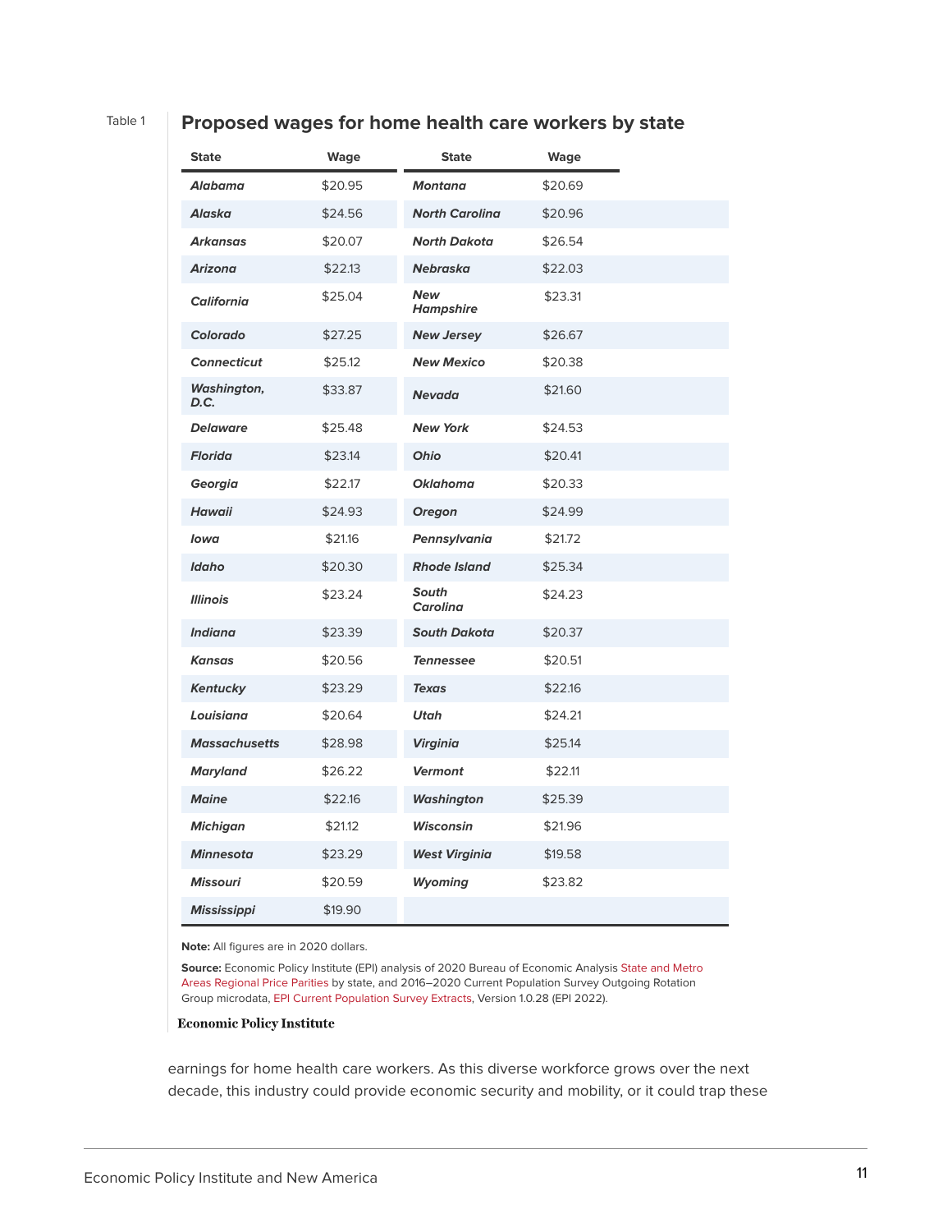Table 1

## Proposed wages for home health care workers by state

| State | Wage | State | Wage |
|---|---|---|---|
| ***Alabama*** | $20.95 | ***Montana*** | $20.69 |
| ***Alaska*** | $24.56 | ***North Carolina*** | $20.96 |
| ***Arkansas*** | $20.07 | ***North Dakota*** | $26.54 |
| ***Arizona*** | $22.13 | ***Nebraska*** | $22.03 |
| ***California*** | $25.04 | ***New Hampshire*** | $23.31 |
| ***Colorado*** | $27.25 | ***New Jersey*** | $26.67 |
| ***Connecticut*** | $25.12 | ***New Mexico*** | $20.38 |
| ***Washington, D.C.*** | $33.87 | ***Nevada*** | $21.60 |
| ***Delaware*** | $25.48 | ***New York*** | $24.53 |
| ***Florida*** | $23.14 | ***Ohio*** | $20.41 |
| ***Georgia*** | $22.17 | ***Oklahoma*** | $20.33 |
| ***Hawaii*** | $24.93 | ***Oregon*** | $24.99 |
| ***Iowa*** | $21.16 | ***Pennsylvania*** | $21.72 |
| ***Idaho*** | $20.30 | ***Rhode Island*** | $25.34 |
| ***Illinois*** | $23.24 | ***South Carolina*** | $24.23 |
| ***Indiana*** | $23.39 | ***South Dakota*** | $20.37 |
| ***Kansas*** | $20.56 | ***Tennessee*** | $20.51 |
| ***Kentucky*** | $23.29 | ***Texas*** | $22.16 |
| ***Louisiana*** | $20.64 | ***Utah*** | $24.21 |
| ***Massachusetts*** | $28.98 | ***Virginia*** | $25.14 |
| ***Maryland*** | $26.22 | ***Vermont*** | $22.11 |
| ***Maine*** | $22.16 | ***Washington*** | $25.39 |
| ***Michigan*** | $21.12 | ***Wisconsin*** | $21.96 |
| ***Minnesota*** | $23.29 | ***West Virginia*** | $19.58 |
| ***Missouri*** | $20.59 | ***Wyoming*** | $23.82 |
| ***Mississippi*** | $19.90 | | |

**Note:** All figures are in 2020 dollars.

**Source:** Economic Policy Institute (EPI) analysis of 2020 Bureau of Economic Analysis State and Metro Areas Regional Price Parities by state, and 2016–2020 Current Population Survey Outgoing Rotation Group microdata, EPI Current Population Survey Extracts, Version 1.0.28 (EPI 2022).

**Economic Policy Institute**

earnings for home health care workers. As this diverse workforce grows over the next decade, this industry could provide economic security and mobility, or it could trap these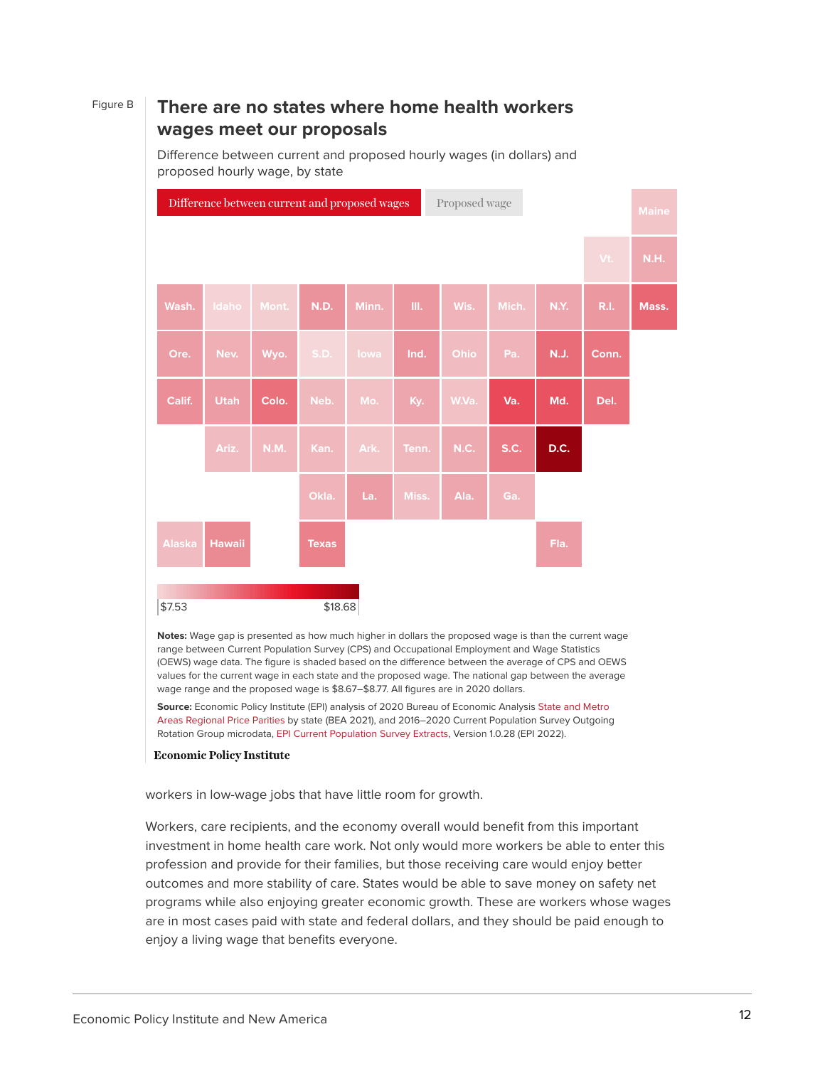Figure B

## There are no states where home health workers wages meet our proposals

Difference between current and proposed hourly wages (in dollars) and proposed hourly wage, by state

Difference between current and proposed wages | Proposed wage

|  |  |  |  |  |  |  |  |  |  | Maine |
|---|---|---|---|---|---|---|---|---|---|---|
|  |  |  |  |  |  |  |  |  | Vt. | N.H. |
| Wash. | Idaho | Mont. | N.D. | Minn. | Ill. | Wis. | Mich. | N.Y. | R.I. | Mass. |
| Ore. | Nev. | Wyo. | S.D. | Iowa | Ind. | Ohio | Pa. | N.J. | Conn. |  |
| Calif. | Utah | Colo. | Neb. | Mo. | Ky. | W.Va. | Va. | Md. | Del. |  |
|  | Ariz. | N.M. | Kan. | Ark. | Tenn. | N.C. | S.C. | D.C. |  |  |
|  |  |  | Okla. | La. | Miss. | Ala. | Ga. |  |  |  |
| Alaska | Hawaii |  | Texas |  |  |  |  | Fla. |  |  |

$7.53 — $18.68

**Notes:** Wage gap is presented as how much higher in dollars the proposed wage is than the current wage range between Current Population Survey (CPS) and Occupational Employment and Wage Statistics (OEWS) wage data. The figure is shaded based on the difference between the average of CPS and OEWS values for the current wage in each state and the proposed wage. The national gap between the average wage range and the proposed wage is $8.67–$8.77. All figures are in 2020 dollars.

**Source:** Economic Policy Institute (EPI) analysis of 2020 Bureau of Economic Analysis State and Metro Areas Regional Price Parities by state (BEA 2021), and 2016–2020 Current Population Survey Outgoing Rotation Group microdata, EPI Current Population Survey Extracts, Version 1.0.28 (EPI 2022).

**Economic Policy Institute**

workers in low-wage jobs that have little room for growth.

Workers, care recipients, and the economy overall would benefit from this important investment in home health care work. Not only would more workers be able to enter this profession and provide for their families, but those receiving care would enjoy better outcomes and more stability of care. States would be able to save money on safety net programs while also enjoying greater economic growth. These are workers whose wages are in most cases paid with state and federal dollars, and they should be paid enough to enjoy a living wage that benefits everyone.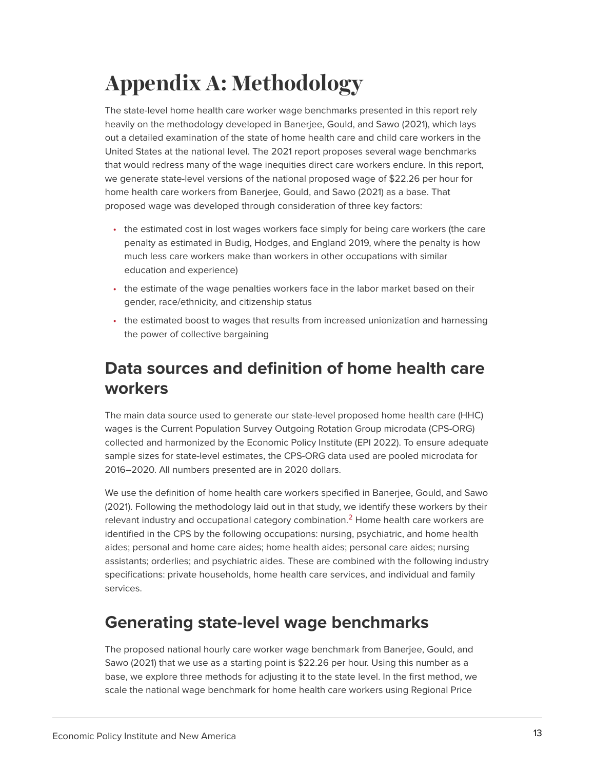# Appendix A: Methodology

The state-level home health care worker wage benchmarks presented in this report rely heavily on the methodology developed in Banerjee, Gould, and Sawo (2021), which lays out a detailed examination of the state of home health care and child care workers in the United States at the national level. The 2021 report proposes several wage benchmarks that would redress many of the wage inequities direct care workers endure. In this report, we generate state-level versions of the national proposed wage of $22.26 per hour for home health care workers from Banerjee, Gould, and Sawo (2021) as a base. That proposed wage was developed through consideration of three key factors:

- the estimated cost in lost wages workers face simply for being care workers (the care penalty as estimated in Budig, Hodges, and England 2019, where the penalty is how much less care workers make than workers in other occupations with similar education and experience)
- the estimate of the wage penalties workers face in the labor market based on their gender, race/ethnicity, and citizenship status
- the estimated boost to wages that results from increased unionization and harnessing the power of collective bargaining

## Data sources and definition of home health care workers

The main data source used to generate our state-level proposed home health care (HHC) wages is the Current Population Survey Outgoing Rotation Group microdata (CPS-ORG) collected and harmonized by the Economic Policy Institute (EPI 2022). To ensure adequate sample sizes for state-level estimates, the CPS-ORG data used are pooled microdata for 2016–2020. All numbers presented are in 2020 dollars.

We use the definition of home health care workers specified in Banerjee, Gould, and Sawo (2021). Following the methodology laid out in that study, we identify these workers by their relevant industry and occupational category combination.[2] Home health care workers are identified in the CPS by the following occupations: nursing, psychiatric, and home health aides; personal and home care aides; home health aides; personal care aides; nursing assistants; orderlies; and psychiatric aides. These are combined with the following industry specifications: private households, home health care services, and individual and family services.

## Generating state-level wage benchmarks

The proposed national hourly care worker wage benchmark from Banerjee, Gould, and Sawo (2021) that we use as a starting point is $22.26 per hour. Using this number as a base, we explore three methods for adjusting it to the state level. In the first method, we scale the national wage benchmark for home health care workers using Regional Price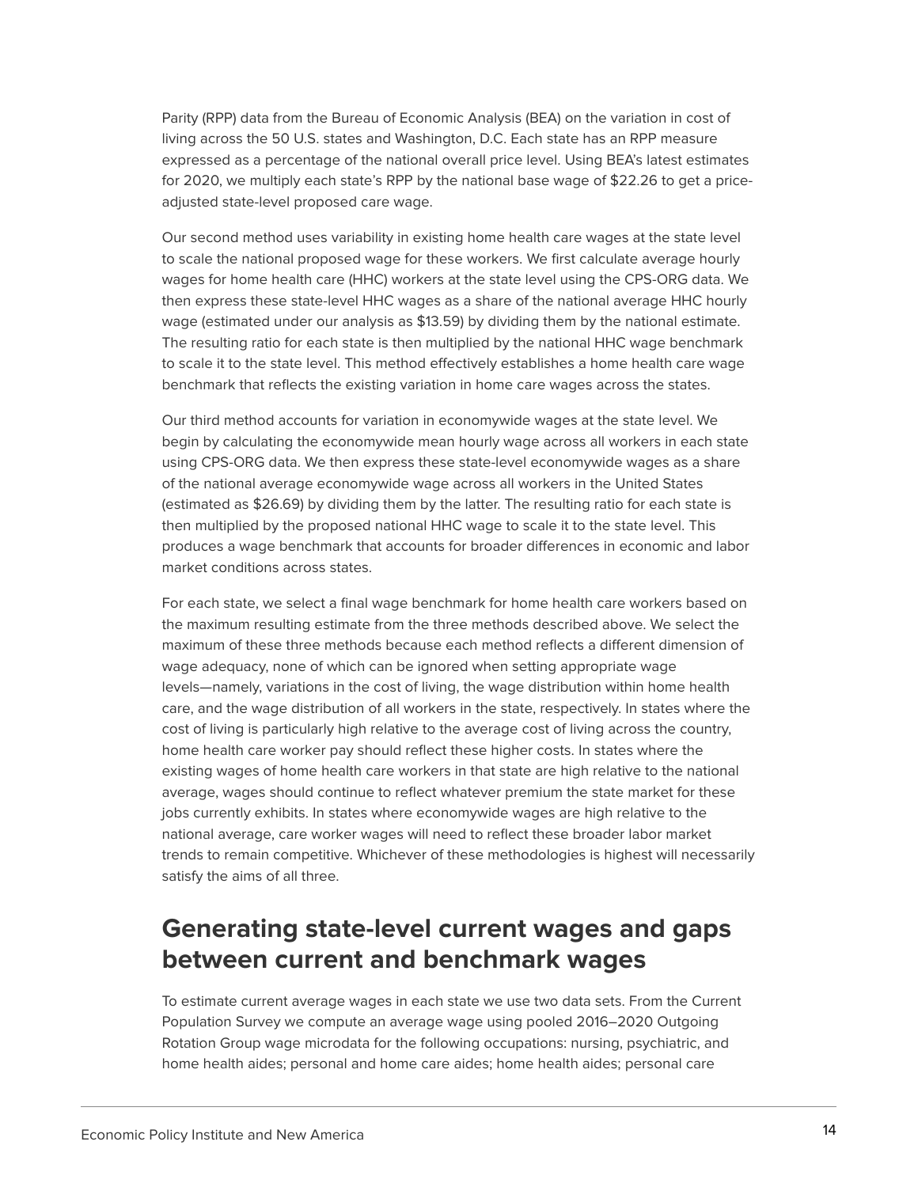Parity (RPP) data from the Bureau of Economic Analysis (BEA) on the variation in cost of living across the 50 U.S. states and Washington, D.C. Each state has an RPP measure expressed as a percentage of the national overall price level. Using BEA's latest estimates for 2020, we multiply each state's RPP by the national base wage of $22.26 to get a price-adjusted state-level proposed care wage.

Our second method uses variability in existing home health care wages at the state level to scale the national proposed wage for these workers. We first calculate average hourly wages for home health care (HHC) workers at the state level using the CPS-ORG data. We then express these state-level HHC wages as a share of the national average HHC hourly wage (estimated under our analysis as $13.59) by dividing them by the national estimate. The resulting ratio for each state is then multiplied by the national HHC wage benchmark to scale it to the state level. This method effectively establishes a home health care wage benchmark that reflects the existing variation in home care wages across the states.

Our third method accounts for variation in economywide wages at the state level. We begin by calculating the economywide mean hourly wage across all workers in each state using CPS-ORG data. We then express these state-level economywide wages as a share of the national average economywide wage across all workers in the United States (estimated as $26.69) by dividing them by the latter. The resulting ratio for each state is then multiplied by the proposed national HHC wage to scale it to the state level. This produces a wage benchmark that accounts for broader differences in economic and labor market conditions across states.

For each state, we select a final wage benchmark for home health care workers based on the maximum resulting estimate from the three methods described above. We select the maximum of these three methods because each method reflects a different dimension of wage adequacy, none of which can be ignored when setting appropriate wage levels—namely, variations in the cost of living, the wage distribution within home health care, and the wage distribution of all workers in the state, respectively. In states where the cost of living is particularly high relative to the average cost of living across the country, home health care worker pay should reflect these higher costs. In states where the existing wages of home health care workers in that state are high relative to the national average, wages should continue to reflect whatever premium the state market for these jobs currently exhibits. In states where economywide wages are high relative to the national average, care worker wages will need to reflect these broader labor market trends to remain competitive. Whichever of these methodologies is highest will necessarily satisfy the aims of all three.

## Generating state-level current wages and gaps between current and benchmark wages

To estimate current average wages in each state we use two data sets. From the Current Population Survey we compute an average wage using pooled 2016–2020 Outgoing Rotation Group wage microdata for the following occupations: nursing, psychiatric, and home health aides; personal and home care aides; home health aides; personal care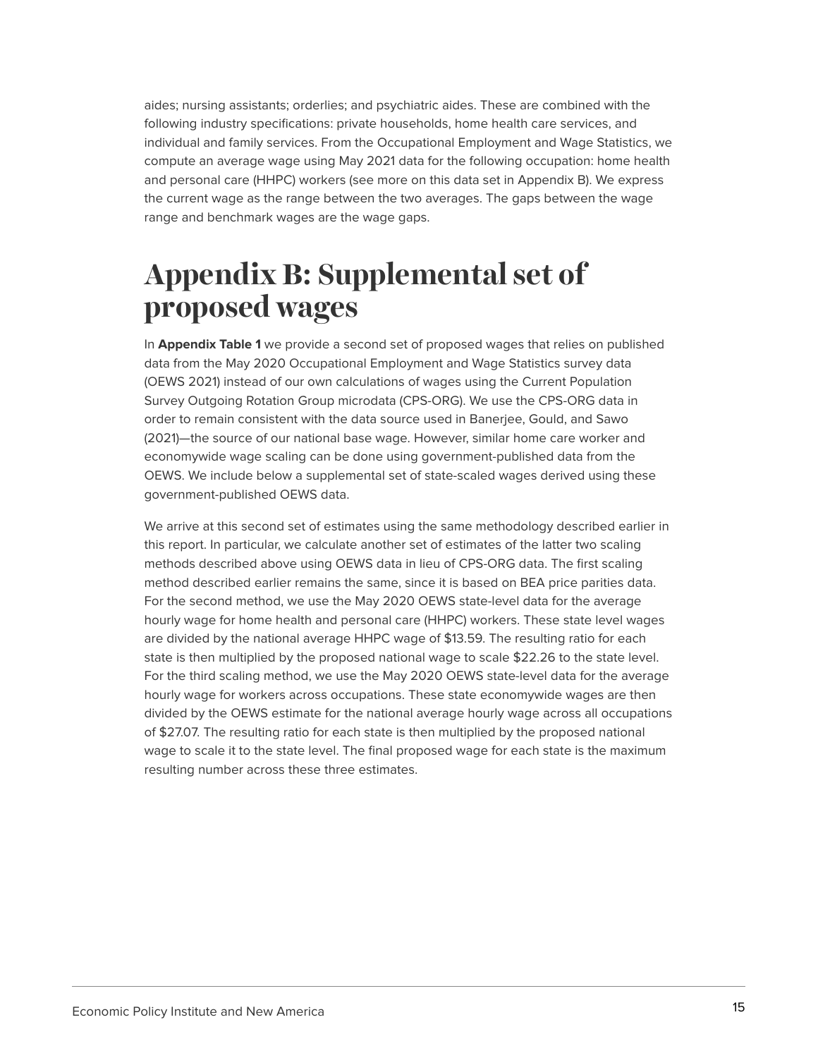aides; nursing assistants; orderlies; and psychiatric aides. These are combined with the following industry specifications: private households, home health care services, and individual and family services. From the Occupational Employment and Wage Statistics, we compute an average wage using May 2021 data for the following occupation: home health and personal care (HHPC) workers (see more on this data set in Appendix B). We express the current wage as the range between the two averages. The gaps between the wage range and benchmark wages are the wage gaps.

# Appendix B: Supplemental set of proposed wages

In **Appendix Table 1** we provide a second set of proposed wages that relies on published data from the May 2020 Occupational Employment and Wage Statistics survey data (OEWS 2021) instead of our own calculations of wages using the Current Population Survey Outgoing Rotation Group microdata (CPS-ORG). We use the CPS-ORG data in order to remain consistent with the data source used in Banerjee, Gould, and Sawo (2021)—the source of our national base wage. However, similar home care worker and economywide wage scaling can be done using government-published data from the OEWS. We include below a supplemental set of state-scaled wages derived using these government-published OEWS data.

We arrive at this second set of estimates using the same methodology described earlier in this report. In particular, we calculate another set of estimates of the latter two scaling methods described above using OEWS data in lieu of CPS-ORG data. The first scaling method described earlier remains the same, since it is based on BEA price parities data. For the second method, we use the May 2020 OEWS state-level data for the average hourly wage for home health and personal care (HHPC) workers. These state level wages are divided by the national average HHPC wage of $13.59. The resulting ratio for each state is then multiplied by the proposed national wage to scale $22.26 to the state level. For the third scaling method, we use the May 2020 OEWS state-level data for the average hourly wage for workers across occupations. These state economywide wages are then divided by the OEWS estimate for the national average hourly wage across all occupations of $27.07. The resulting ratio for each state is then multiplied by the proposed national wage to scale it to the state level. The final proposed wage for each state is the maximum resulting number across these three estimates.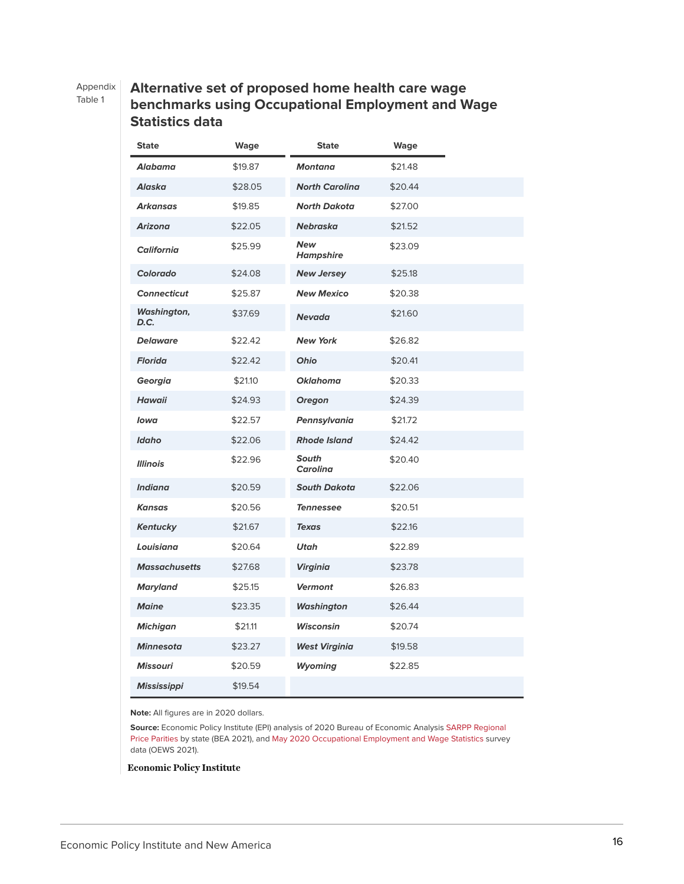Appendix Table 1

## Alternative set of proposed home health care wage benchmarks using Occupational Employment and Wage Statistics data

| State | Wage | State | Wage |
|---|---|---|---|
| ***Alabama*** | $19.87 | ***Montana*** | $21.48 |
| ***Alaska*** | $28.05 | ***North Carolina*** | $20.44 |
| ***Arkansas*** | $19.85 | ***North Dakota*** | $27.00 |
| ***Arizona*** | $22.05 | ***Nebraska*** | $21.52 |
| ***California*** | $25.99 | ***New Hampshire*** | $23.09 |
| ***Colorado*** | $24.08 | ***New Jersey*** | $25.18 |
| ***Connecticut*** | $25.87 | ***New Mexico*** | $20.38 |
| ***Washington, D.C.*** | $37.69 | ***Nevada*** | $21.60 |
| ***Delaware*** | $22.42 | ***New York*** | $26.82 |
| ***Florida*** | $22.42 | ***Ohio*** | $20.41 |
| ***Georgia*** | $21.10 | ***Oklahoma*** | $20.33 |
| ***Hawaii*** | $24.93 | ***Oregon*** | $24.39 |
| ***Iowa*** | $22.57 | ***Pennsylvania*** | $21.72 |
| ***Idaho*** | $22.06 | ***Rhode Island*** | $24.42 |
| ***Illinois*** | $22.96 | ***South Carolina*** | $20.40 |
| ***Indiana*** | $20.59 | ***South Dakota*** | $22.06 |
| ***Kansas*** | $20.56 | ***Tennessee*** | $20.51 |
| ***Kentucky*** | $21.67 | ***Texas*** | $22.16 |
| ***Louisiana*** | $20.64 | ***Utah*** | $22.89 |
| ***Massachusetts*** | $27.68 | ***Virginia*** | $23.78 |
| ***Maryland*** | $25.15 | ***Vermont*** | $26.83 |
| ***Maine*** | $23.35 | ***Washington*** | $26.44 |
| ***Michigan*** | $21.11 | ***Wisconsin*** | $20.74 |
| ***Minnesota*** | $23.27 | ***West Virginia*** | $19.58 |
| ***Missouri*** | $20.59 | ***Wyoming*** | $22.85 |
| ***Mississippi*** | $19.54 | | |

**Note:** All figures are in 2020 dollars.

**Source:** Economic Policy Institute (EPI) analysis of 2020 Bureau of Economic Analysis SARPP Regional Price Parities by state (BEA 2021), and May 2020 Occupational Employment and Wage Statistics survey data (OEWS 2021).

**Economic Policy Institute**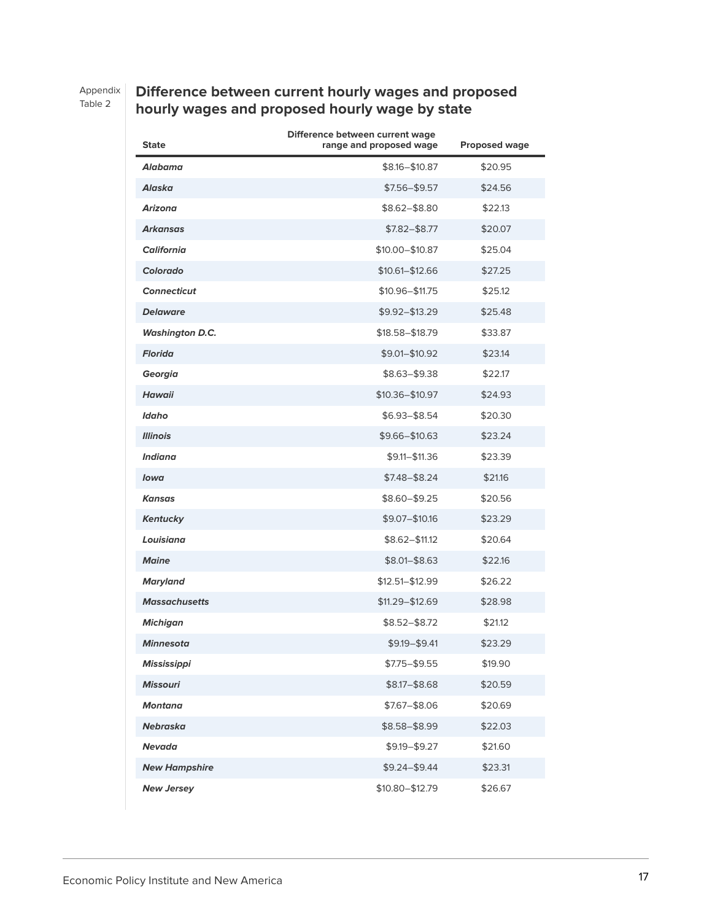Appendix Table 2

## Difference between current hourly wages and proposed hourly wages and proposed hourly wage by state

| State | Difference between current wage range and proposed wage | Proposed wage |
|---|---|---|
| ***Alabama*** | \$8.16–\$10.87 | \$20.95 |
| ***Alaska*** | \$7.56–\$9.57 | \$24.56 |
| ***Arizona*** | \$8.62–\$8.80 | \$22.13 |
| ***Arkansas*** | \$7.82–\$8.77 | \$20.07 |
| ***California*** | \$10.00–\$10.87 | \$25.04 |
| ***Colorado*** | \$10.61–\$12.66 | \$27.25 |
| ***Connecticut*** | \$10.96–\$11.75 | \$25.12 |
| ***Delaware*** | \$9.92–\$13.29 | \$25.48 |
| ***Washington D.C.*** | \$18.58–\$18.79 | \$33.87 |
| ***Florida*** | \$9.01–\$10.92 | \$23.14 |
| ***Georgia*** | \$8.63–\$9.38 | \$22.17 |
| ***Hawaii*** | \$10.36–\$10.97 | \$24.93 |
| ***Idaho*** | \$6.93–\$8.54 | \$20.30 |
| ***Illinois*** | \$9.66–\$10.63 | \$23.24 |
| ***Indiana*** | \$9.11–\$11.36 | \$23.39 |
| ***Iowa*** | \$7.48–\$8.24 | \$21.16 |
| ***Kansas*** | \$8.60–\$9.25 | \$20.56 |
| ***Kentucky*** | \$9.07–\$10.16 | \$23.29 |
| ***Louisiana*** | \$8.62–\$11.12 | \$20.64 |
| ***Maine*** | \$8.01–\$8.63 | \$22.16 |
| ***Maryland*** | \$12.51–\$12.99 | \$26.22 |
| ***Massachusetts*** | \$11.29–\$12.69 | \$28.98 |
| ***Michigan*** | \$8.52–\$8.72 | \$21.12 |
| ***Minnesota*** | \$9.19–\$9.41 | \$23.29 |
| ***Mississippi*** | \$7.75–\$9.55 | \$19.90 |
| ***Missouri*** | \$8.17–\$8.68 | \$20.59 |
| ***Montana*** | \$7.67–\$8.06 | \$20.69 |
| ***Nebraska*** | \$8.58–\$8.99 | \$22.03 |
| ***Nevada*** | \$9.19–\$9.27 | \$21.60 |
| ***New Hampshire*** | \$9.24–\$9.44 | \$23.31 |
| ***New Jersey*** | \$10.80–\$12.79 | \$26.67 |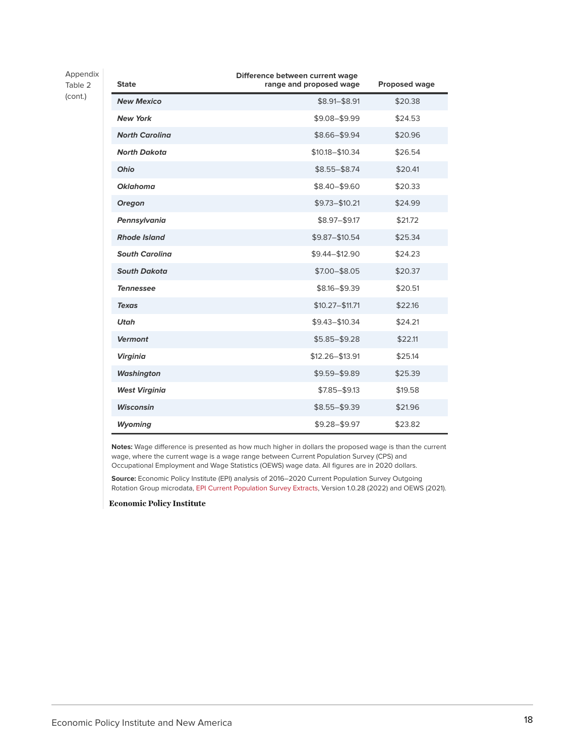Appendix Table 2 (cont.)

| State | Difference between current wage range and proposed wage | Proposed wage |
|---|---|---|
| ***New Mexico*** | $8.91–$8.91 | $20.38 |
| ***New York*** | $9.08–$9.99 | $24.53 |
| ***North Carolina*** | $8.66–$9.94 | $20.96 |
| ***North Dakota*** | $10.18–$10.34 | $26.54 |
| ***Ohio*** | $8.55–$8.74 | $20.41 |
| ***Oklahoma*** | $8.40–$9.60 | $20.33 |
| ***Oregon*** | $9.73–$10.21 | $24.99 |
| ***Pennsylvania*** | $8.97–$9.17 | $21.72 |
| ***Rhode Island*** | $9.87–$10.54 | $25.34 |
| ***South Carolina*** | $9.44–$12.90 | $24.23 |
| ***South Dakota*** | $7.00–$8.05 | $20.37 |
| ***Tennessee*** | $8.16–$9.39 | $20.51 |
| ***Texas*** | $10.27–$11.71 | $22.16 |
| ***Utah*** | $9.43–$10.34 | $24.21 |
| ***Vermont*** | $5.85–$9.28 | $22.11 |
| ***Virginia*** | $12.26–$13.91 | $25.14 |
| ***Washington*** | $9.59–$9.89 | $25.39 |
| ***West Virginia*** | $7.85–$9.13 | $19.58 |
| ***Wisconsin*** | $8.55–$9.39 | $21.96 |
| ***Wyoming*** | $9.28–$9.97 | $23.82 |

**Notes:** Wage difference is presented as how much higher in dollars the proposed wage is than the current wage, where the current wage is a wage range between Current Population Survey (CPS) and Occupational Employment and Wage Statistics (OEWS) wage data. All figures are in 2020 dollars.

**Source:** Economic Policy Institute (EPI) analysis of 2016–2020 Current Population Survey Outgoing Rotation Group microdata, EPI Current Population Survey Extracts, Version 1.0.28 (2022) and OEWS (2021).

**Economic Policy Institute**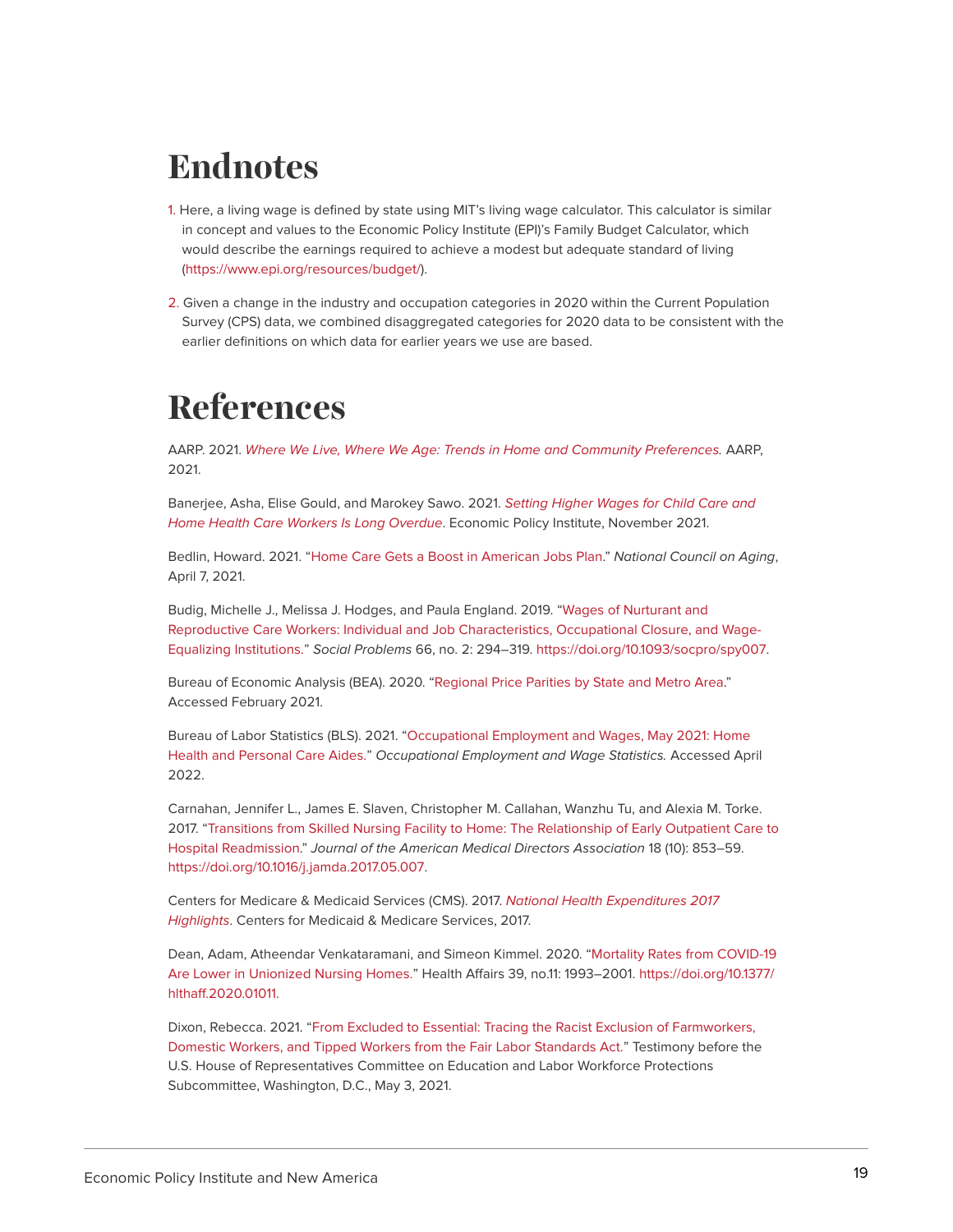# Endnotes

1. Here, a living wage is defined by state using MIT's living wage calculator. This calculator is similar in concept and values to the Economic Policy Institute (EPI)'s Family Budget Calculator, which would describe the earnings required to achieve a modest but adequate standard of living (https://www.epi.org/resources/budget/).

2. Given a change in the industry and occupation categories in 2020 within the Current Population Survey (CPS) data, we combined disaggregated categories for 2020 data to be consistent with the earlier definitions on which data for earlier years we use are based.

# References

AARP. 2021. *Where We Live, Where We Age: Trends in Home and Community Preferences.* AARP, 2021.

Banerjee, Asha, Elise Gould, and Marokey Sawo. 2021. *Setting Higher Wages for Child Care and Home Health Care Workers Is Long Overdue*. Economic Policy Institute, November 2021.

Bedlin, Howard. 2021. "Home Care Gets a Boost in American Jobs Plan." *National Council on Aging*, April 7, 2021.

Budig, Michelle J., Melissa J. Hodges, and Paula England. 2019. "Wages of Nurturant and Reproductive Care Workers: Individual and Job Characteristics, Occupational Closure, and Wage-Equalizing Institutions." *Social Problems* 66, no. 2: 294–319. https://doi.org/10.1093/socpro/spy007.

Bureau of Economic Analysis (BEA). 2020. "Regional Price Parities by State and Metro Area." Accessed February 2021.

Bureau of Labor Statistics (BLS). 2021. "Occupational Employment and Wages, May 2021: Home Health and Personal Care Aides." *Occupational Employment and Wage Statistics.* Accessed April 2022.

Carnahan, Jennifer L., James E. Slaven, Christopher M. Callahan, Wanzhu Tu, and Alexia M. Torke. 2017. "Transitions from Skilled Nursing Facility to Home: The Relationship of Early Outpatient Care to Hospital Readmission." *Journal of the American Medical Directors Association* 18 (10): 853–59. https://doi.org/10.1016/j.jamda.2017.05.007.

Centers for Medicare & Medicaid Services (CMS). 2017. *National Health Expenditures 2017 Highlights*. Centers for Medicaid & Medicare Services, 2017.

Dean, Adam, Atheendar Venkataramani, and Simeon Kimmel. 2020. "Mortality Rates from COVID-19 Are Lower in Unionized Nursing Homes." Health Affairs 39, no.11: 1993–2001. https://doi.org/10.1377/hlthaff.2020.01011.

Dixon, Rebecca. 2021. "From Excluded to Essential: Tracing the Racist Exclusion of Farmworkers, Domestic Workers, and Tipped Workers from the Fair Labor Standards Act." Testimony before the U.S. House of Representatives Committee on Education and Labor Workforce Protections Subcommittee, Washington, D.C., May 3, 2021.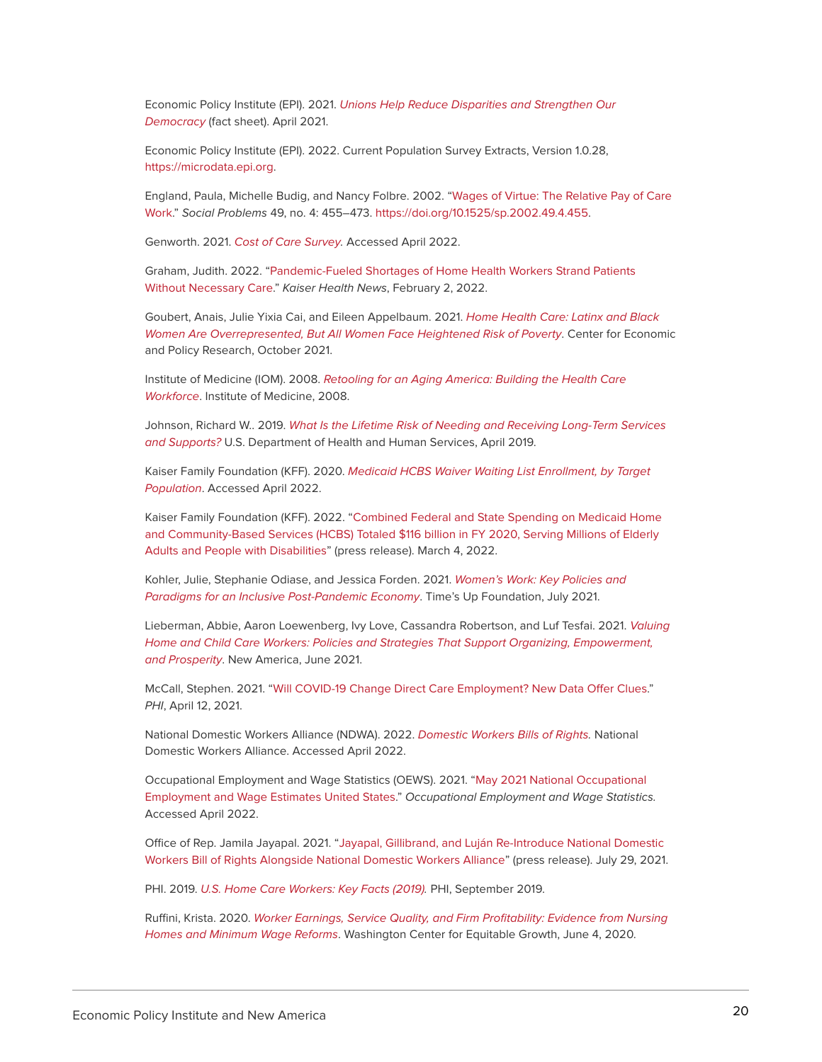Economic Policy Institute (EPI). 2021. *Unions Help Reduce Disparities and Strengthen Our Democracy* (fact sheet). April 2021.

Economic Policy Institute (EPI). 2022. Current Population Survey Extracts, Version 1.0.28, https://microdata.epi.org.

England, Paula, Michelle Budig, and Nancy Folbre. 2002. "Wages of Virtue: The Relative Pay of Care Work." *Social Problems* 49, no. 4: 455–473. https://doi.org/10.1525/sp.2002.49.4.455.

Genworth. 2021. *Cost of Care Survey.* Accessed April 2022.

Graham, Judith. 2022. "Pandemic-Fueled Shortages of Home Health Workers Strand Patients Without Necessary Care." *Kaiser Health News*, February 2, 2022.

Goubert, Anais, Julie Yixia Cai, and Eileen Appelbaum. 2021. *Home Health Care: Latinx and Black Women Are Overrepresented, But All Women Face Heightened Risk of Poverty*. Center for Economic and Policy Research, October 2021.

Institute of Medicine (IOM). 2008. *Retooling for an Aging America: Building the Health Care Workforce*. Institute of Medicine, 2008.

Johnson, Richard W.. 2019. *What Is the Lifetime Risk of Needing and Receiving Long-Term Services and Supports?* U.S. Department of Health and Human Services, April 2019.

Kaiser Family Foundation (KFF). 2020. *Medicaid HCBS Waiver Waiting List Enrollment, by Target Population*. Accessed April 2022.

Kaiser Family Foundation (KFF). 2022. "Combined Federal and State Spending on Medicaid Home and Community-Based Services (HCBS) Totaled $116 billion in FY 2020, Serving Millions of Elderly Adults and People with Disabilities" (press release). March 4, 2022.

Kohler, Julie, Stephanie Odiase, and Jessica Forden. 2021. *Women's Work: Key Policies and Paradigms for an Inclusive Post-Pandemic Economy*. Time's Up Foundation, July 2021.

Lieberman, Abbie, Aaron Loewenberg, Ivy Love, Cassandra Robertson, and Luf Tesfai. 2021. *Valuing Home and Child Care Workers: Policies and Strategies That Support Organizing, Empowerment, and Prosperity*. New America, June 2021.

McCall, Stephen. 2021. "Will COVID-19 Change Direct Care Employment? New Data Offer Clues." *PHI*, April 12, 2021.

National Domestic Workers Alliance (NDWA). 2022. *Domestic Workers Bills of Rights.* National Domestic Workers Alliance. Accessed April 2022.

Occupational Employment and Wage Statistics (OEWS). 2021. "May 2021 National Occupational Employment and Wage Estimates United States." *Occupational Employment and Wage Statistics.* Accessed April 2022.

Office of Rep. Jamila Jayapal. 2021. "Jayapal, Gillibrand, and Luján Re-Introduce National Domestic Workers Bill of Rights Alongside National Domestic Workers Alliance" (press release). July 29, 2021.

PHI. 2019. *U.S. Home Care Workers: Key Facts (2019).* PHI, September 2019.

Ruffini, Krista. 2020. *Worker Earnings, Service Quality, and Firm Profitability: Evidence from Nursing Homes and Minimum Wage Reforms*. Washington Center for Equitable Growth, June 4, 2020.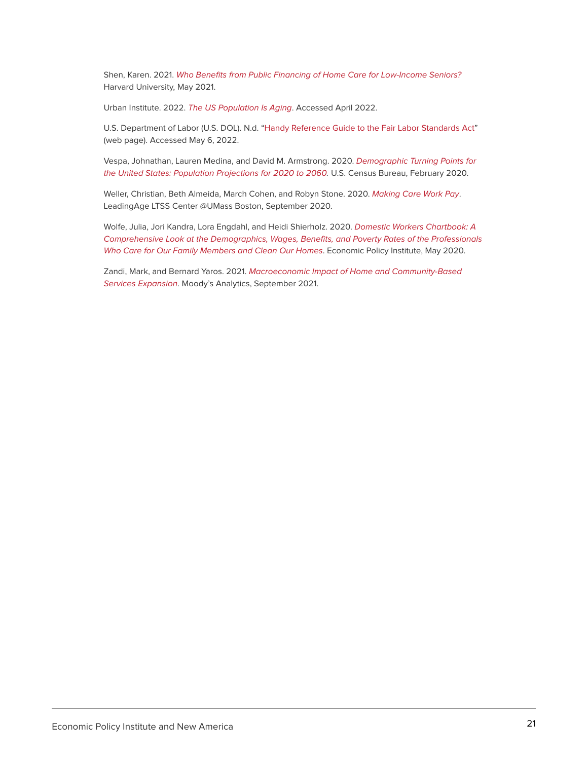Shen, Karen. 2021. *Who Benefits from Public Financing of Home Care for Low-Income Seniors?* Harvard University, May 2021.

Urban Institute. 2022. *The US Population Is Aging*. Accessed April 2022.

U.S. Department of Labor (U.S. DOL). N.d. "Handy Reference Guide to the Fair Labor Standards Act" (web page). Accessed May 6, 2022.

Vespa, Johnathan, Lauren Medina, and David M. Armstrong. 2020. *Demographic Turning Points for the United States: Population Projections for 2020 to 2060.* U.S. Census Bureau, February 2020.

Weller, Christian, Beth Almeida, March Cohen, and Robyn Stone. 2020. *Making Care Work Pay*. LeadingAge LTSS Center @UMass Boston, September 2020.

Wolfe, Julia, Jori Kandra, Lora Engdahl, and Heidi Shierholz. 2020. *Domestic Workers Chartbook: A Comprehensive Look at the Demographics, Wages, Benefits, and Poverty Rates of the Professionals Who Care for Our Family Members and Clean Our Homes*. Economic Policy Institute, May 2020.

Zandi, Mark, and Bernard Yaros. 2021. *Macroeconomic Impact of Home and Community-Based Services Expansion*. Moody's Analytics, September 2021.